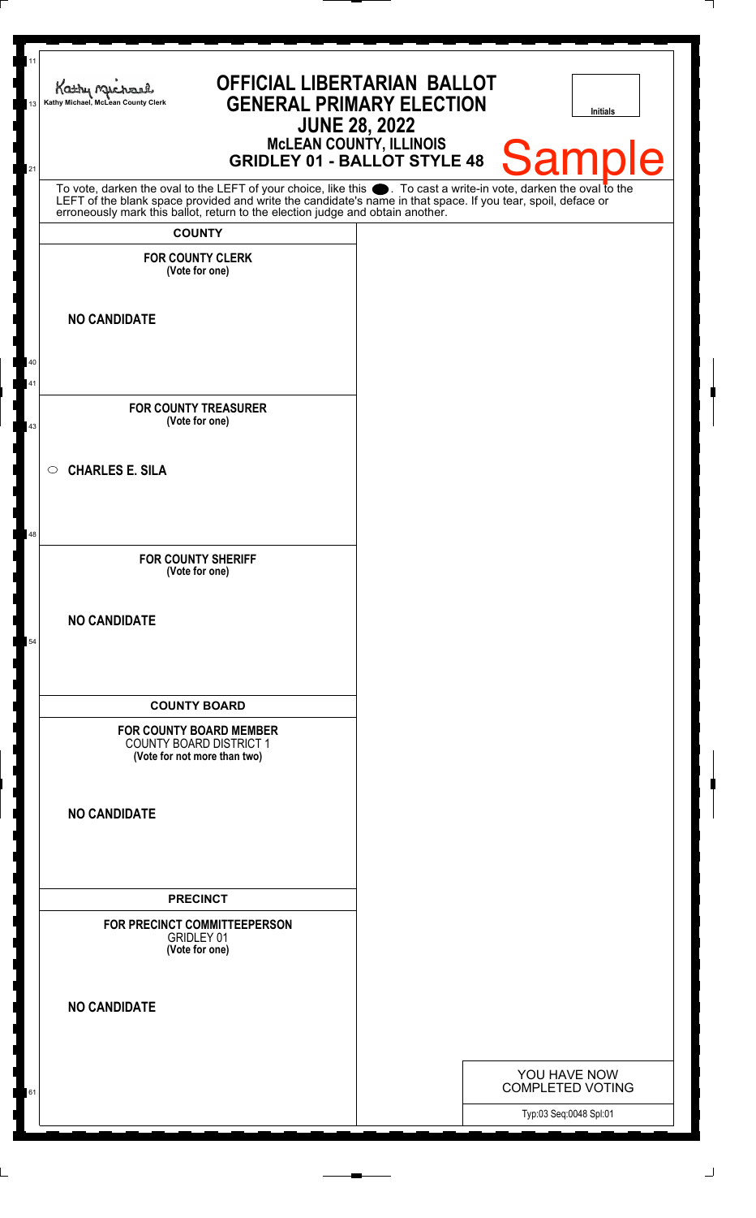Kathy Michael, McLean County Clerk

# OFFICIAL LIBERTARIAN BALLOT
## GENERAL PRIMARY ELECTION
## JUNE 28, 2022
### McLEAN COUNTY, ILLINOIS
### GRIDLEY 01 - BALLOT STYLE 48

Initials

Sample

To vote, darken the oval to the LEFT of your choice, like this ⬤. To cast a write-in vote, darken the oval to the LEFT of the blank space provided and write the candidate's name in that space. If you tear, spoil, deface or erroneously mark this ballot, return to the election judge and obtain another.

**COUNTY**

**FOR COUNTY CLERK**
**(Vote for one)**

**NO CANDIDATE**

**FOR COUNTY TREASURER**
**(Vote for one)**

○ **CHARLES E. SILA**

**FOR COUNTY SHERIFF**
**(Vote for one)**

**NO CANDIDATE**

**COUNTY BOARD**

**FOR COUNTY BOARD MEMBER**
COUNTY BOARD DISTRICT 1
**(Vote for not more than two)**

**NO CANDIDATE**

**PRECINCT**

**FOR PRECINCT COMMITTEEPERSON**
GRIDLEY 01
**(Vote for one)**

**NO CANDIDATE**

YOU HAVE NOW COMPLETED VOTING

Typ:03 Seq:0048 Spl:01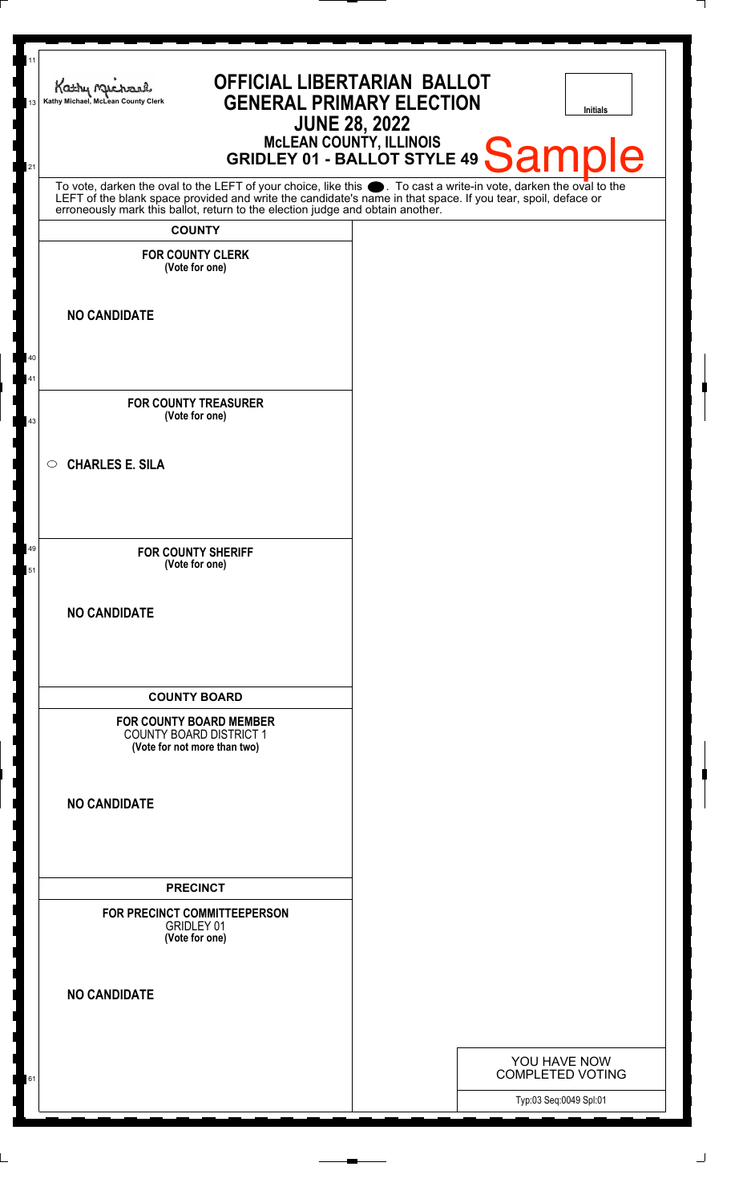Kathy Michael, McLean County Clerk

# OFFICIAL LIBERTARIAN BALLOT
## GENERAL PRIMARY ELECTION
## JUNE 28, 2022
### McLEAN COUNTY, ILLINOIS
### GRIDLEY 01 - BALLOT STYLE 49

Sample

Initials

To vote, darken the oval to the LEFT of your choice, like this ●. To cast a write-in vote, darken the oval to the LEFT of the blank space provided and write the candidate's name in that space. If you tear, spoil, deface or erroneously mark this ballot, return to the election judge and obtain another.

## COUNTY

**FOR COUNTY CLERK**
**(Vote for one)**

**NO CANDIDATE**

**FOR COUNTY TREASURER**
**(Vote for one)**

○ **CHARLES E. SILA**

**FOR COUNTY SHERIFF**
**(Vote for one)**

**NO CANDIDATE**

## COUNTY BOARD

**FOR COUNTY BOARD MEMBER**
COUNTY BOARD DISTRICT 1
**(Vote for not more than two)**

**NO CANDIDATE**

## PRECINCT

**FOR PRECINCT COMMITTEEPERSON**
GRIDLEY 01
**(Vote for one)**

**NO CANDIDATE**

YOU HAVE NOW COMPLETED VOTING

Typ:03 Seq:0049 Spl:01